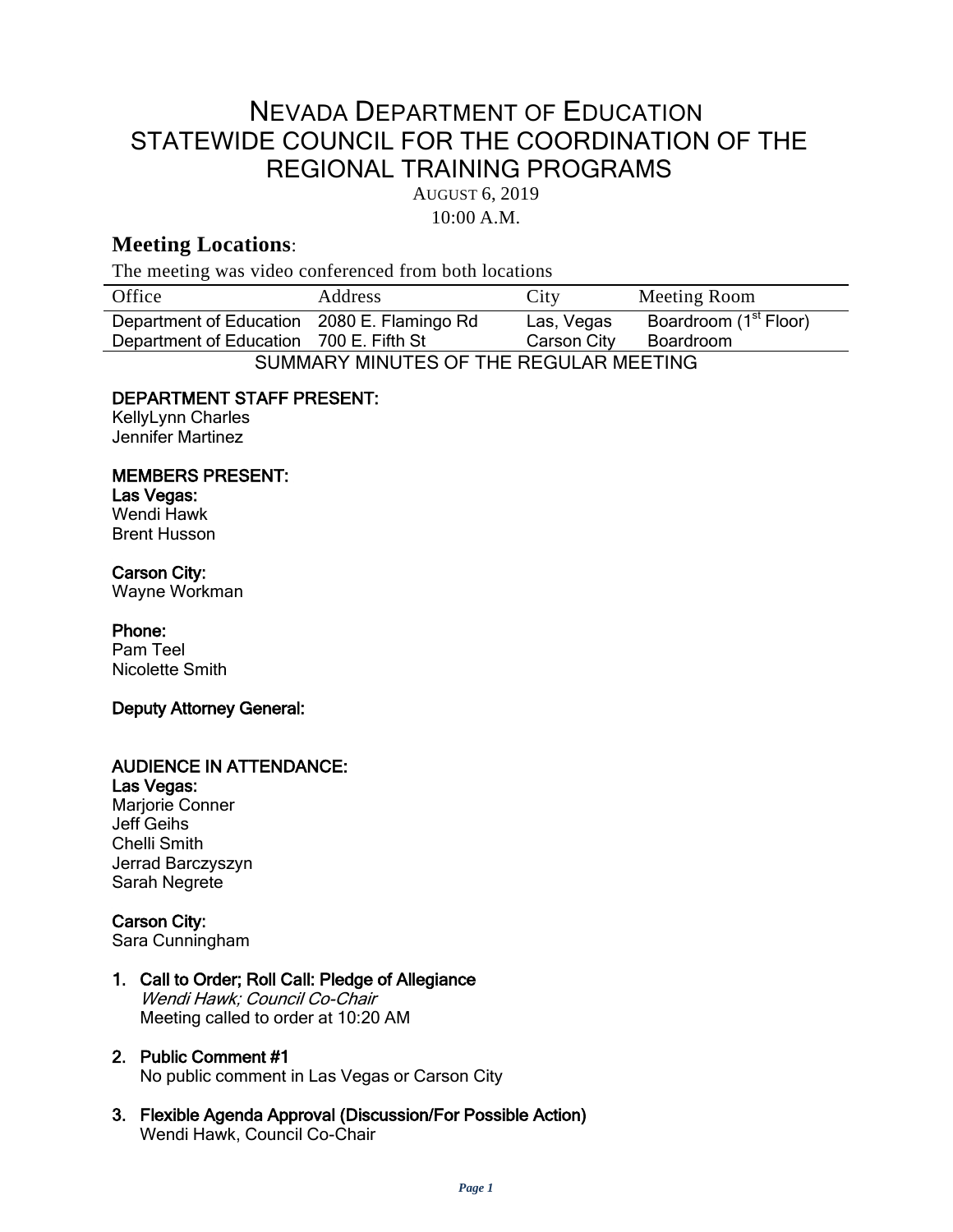# NEVADA DEPARTMENT OF EDUCATION
# STATEWIDE COUNCIL FOR THE COORDINATION OF THE REGIONAL TRAINING PROGRAMS

AUGUST 6, 2019

10:00 A.M.

## Meeting Locations:

The meeting was video conferenced from both locations

| Office | Address | City | Meeting Room |
|---|---|---|---|
| Department of Education | 2080 E. Flamingo Rd | Las, Vegas | Boardroom (1st Floor) |
| Department of Education | 700 E. Fifth St | Carson City | Boardroom |

SUMMARY MINUTES OF THE REGULAR MEETING

**DEPARTMENT STAFF PRESENT:**
KellyLynn Charles
Jennifer Martinez

**MEMBERS PRESENT:**
**Las Vegas:**
Wendi Hawk
Brent Husson

**Carson City:**
Wayne Workman

**Phone:**
Pam Teel
Nicolette Smith

**Deputy Attorney General:**

**AUDIENCE IN ATTENDANCE:**
**Las Vegas:**
Marjorie Conner
Jeff Geihs
Chelli Smith
Jerrad Barczyszyn
Sarah Negrete

**Carson City:**
Sara Cunningham

1. **Call to Order; Roll Call: Pledge of Allegiance**
   *Wendi Hawk; Council Co-Chair*
   Meeting called to order at 10:20 AM

2. **Public Comment #1**
   No public comment in Las Vegas or Carson City

3. **Flexible Agenda Approval (Discussion/For Possible Action)**
   Wendi Hawk, Council Co-Chair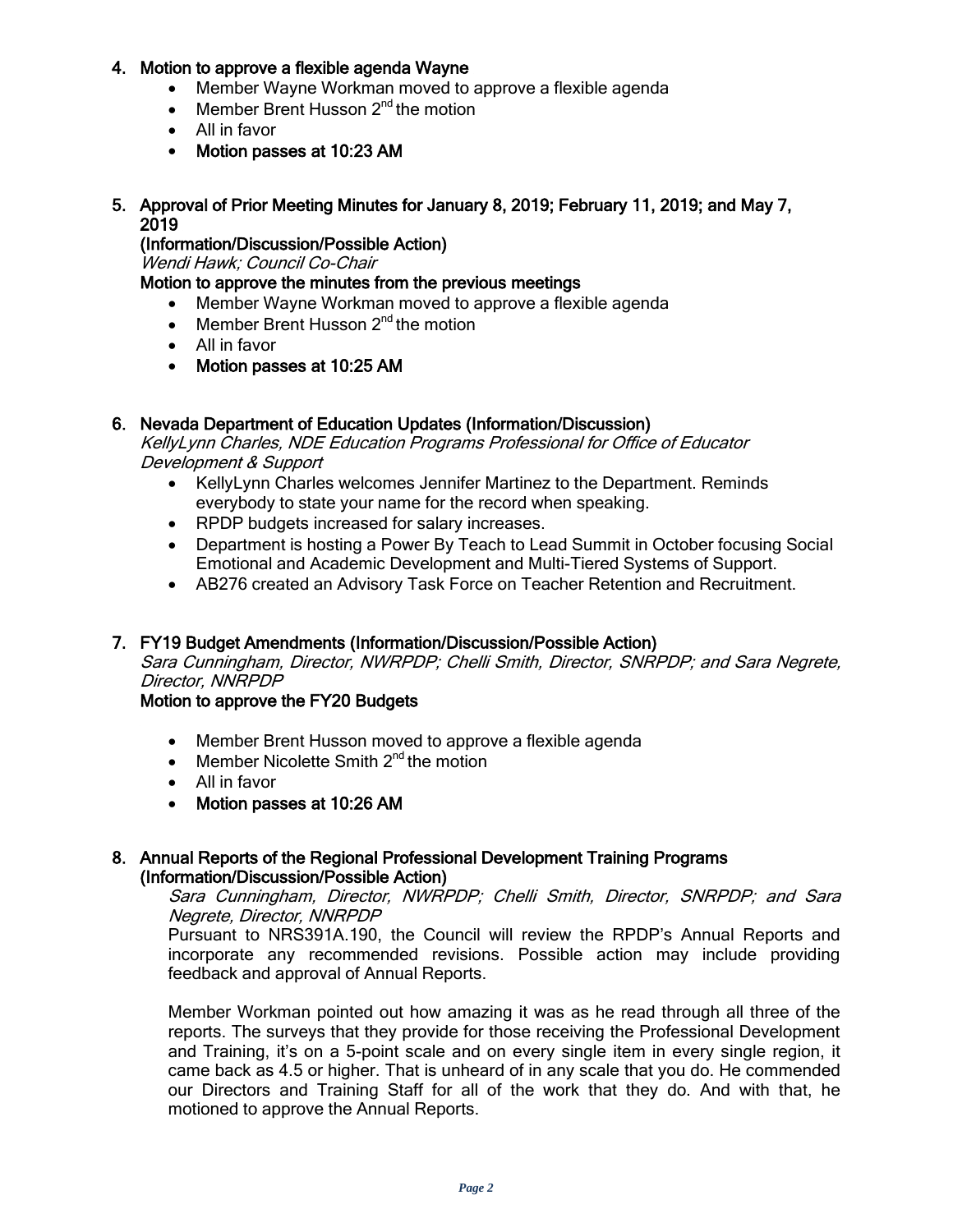4. **Motion to approve a flexible agenda Wayne**
    - Member Wayne Workman moved to approve a flexible agenda
    - Member Brent Husson 2nd the motion
    - All in favor
    - **Motion passes at 10:23 AM**

5. **Approval of Prior Meeting Minutes for January 8, 2019; February 11, 2019; and May 7, 2019**
   **(Information/Discussion/Possible Action)**
   *Wendi Hawk; Council Co-Chair*
   **Motion to approve the minutes from the previous meetings**
    - Member Wayne Workman moved to approve a flexible agenda
    - Member Brent Husson 2nd the motion
    - All in favor
    - **Motion passes at 10:25 AM**

6. **Nevada Department of Education Updates (Information/Discussion)**
   *KellyLynn Charles, NDE Education Programs Professional for Office of Educator Development & Support*
    - KellyLynn Charles welcomes Jennifer Martinez to the Department. Reminds everybody to state your name for the record when speaking.
    - RPDP budgets increased for salary increases.
    - Department is hosting a Power By Teach to Lead Summit in October focusing Social Emotional and Academic Development and Multi-Tiered Systems of Support.
    - AB276 created an Advisory Task Force on Teacher Retention and Recruitment.

7. **FY19 Budget Amendments (Information/Discussion/Possible Action)**
   *Sara Cunningham, Director, NWRPDP; Chelli Smith, Director, SNRPDP; and Sara Negrete, Director, NNRPDP*
   **Motion to approve the FY20 Budgets**
    - Member Brent Husson moved to approve a flexible agenda
    - Member Nicolette Smith 2nd the motion
    - All in favor
    - **Motion passes at 10:26 AM**

8. **Annual Reports of the Regional Professional Development Training Programs (Information/Discussion/Possible Action)**
   *Sara Cunningham, Director, NWRPDP; Chelli Smith, Director, SNRPDP; and Sara Negrete, Director, NNRPDP*
   Pursuant to NRS391A.190, the Council will review the RPDP's Annual Reports and incorporate any recommended revisions. Possible action may include providing feedback and approval of Annual Reports.

   Member Workman pointed out how amazing it was as he read through all three of the reports. The surveys that they provide for those receiving the Professional Development and Training, it's on a 5-point scale and on every single item in every single region, it came back as 4.5 or higher. That is unheard of in any scale that you do. He commended our Directors and Training Staff for all of the work that they do. And with that, he motioned to approve the Annual Reports.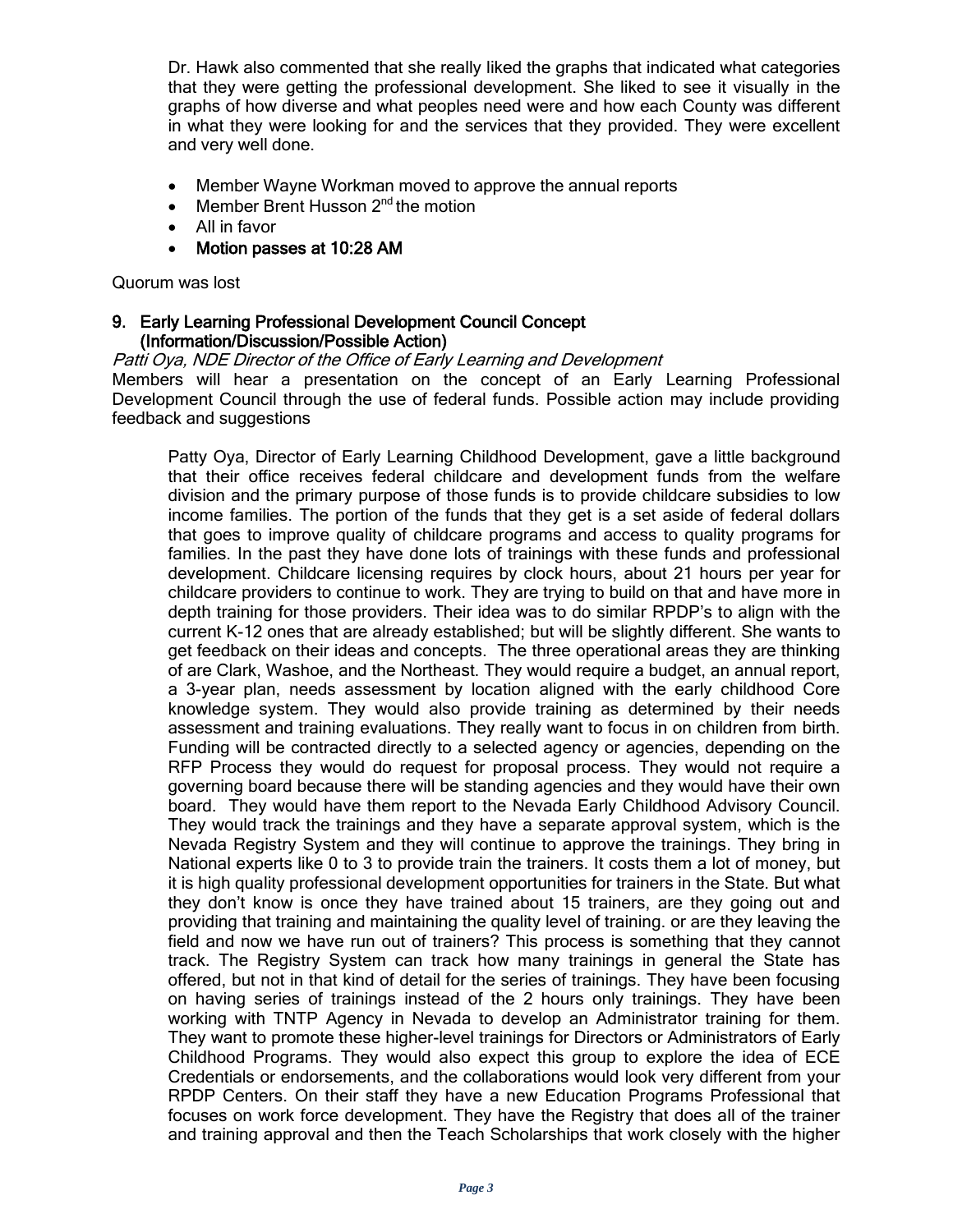Dr. Hawk also commented that she really liked the graphs that indicated what categories that they were getting the professional development. She liked to see it visually in the graphs of how diverse and what peoples need were and how each County was different in what they were looking for and the services that they provided. They were excellent and very well done.

- Member Wayne Workman moved to approve the annual reports
- Member Brent Husson 2nd the motion
- All in favor
- **Motion passes at 10:28 AM**

Quorum was lost

### 9. Early Learning Professional Development Council Concept (Information/Discussion/Possible Action)

*Patti Oya, NDE Director of the Office of Early Learning and Development*

Members will hear a presentation on the concept of an Early Learning Professional Development Council through the use of federal funds. Possible action may include providing feedback and suggestions

Patty Oya, Director of Early Learning Childhood Development, gave a little background that their office receives federal childcare and development funds from the welfare division and the primary purpose of those funds is to provide childcare subsidies to low income families. The portion of the funds that they get is a set aside of federal dollars that goes to improve quality of childcare programs and access to quality programs for families. In the past they have done lots of trainings with these funds and professional development. Childcare licensing requires by clock hours, about 21 hours per year for childcare providers to continue to work. They are trying to build on that and have more in depth training for those providers. Their idea was to do similar RPDP's to align with the current K-12 ones that are already established; but will be slightly different. She wants to get feedback on their ideas and concepts. The three operational areas they are thinking of are Clark, Washoe, and the Northeast. They would require a budget, an annual report, a 3-year plan, needs assessment by location aligned with the early childhood Core knowledge system. They would also provide training as determined by their needs assessment and training evaluations. They really want to focus in on children from birth. Funding will be contracted directly to a selected agency or agencies, depending on the RFP Process they would do request for proposal process. They would not require a governing board because there will be standing agencies and they would have their own board. They would have them report to the Nevada Early Childhood Advisory Council. They would track the trainings and they have a separate approval system, which is the Nevada Registry System and they will continue to approve the trainings. They bring in National experts like 0 to 3 to provide train the trainers. It costs them a lot of money, but it is high quality professional development opportunities for trainers in the State. But what they don't know is once they have trained about 15 trainers, are they going out and providing that training and maintaining the quality level of training. or are they leaving the field and now we have run out of trainers? This process is something that they cannot track. The Registry System can track how many trainings in general the State has offered, but not in that kind of detail for the series of trainings. They have been focusing on having series of trainings instead of the 2 hours only trainings. They have been working with TNTP Agency in Nevada to develop an Administrator training for them. They want to promote these higher-level trainings for Directors or Administrators of Early Childhood Programs. They would also expect this group to explore the idea of ECE Credentials or endorsements, and the collaborations would look very different from your RPDP Centers. On their staff they have a new Education Programs Professional that focuses on work force development. They have the Registry that does all of the trainer and training approval and then the Teach Scholarships that work closely with the higher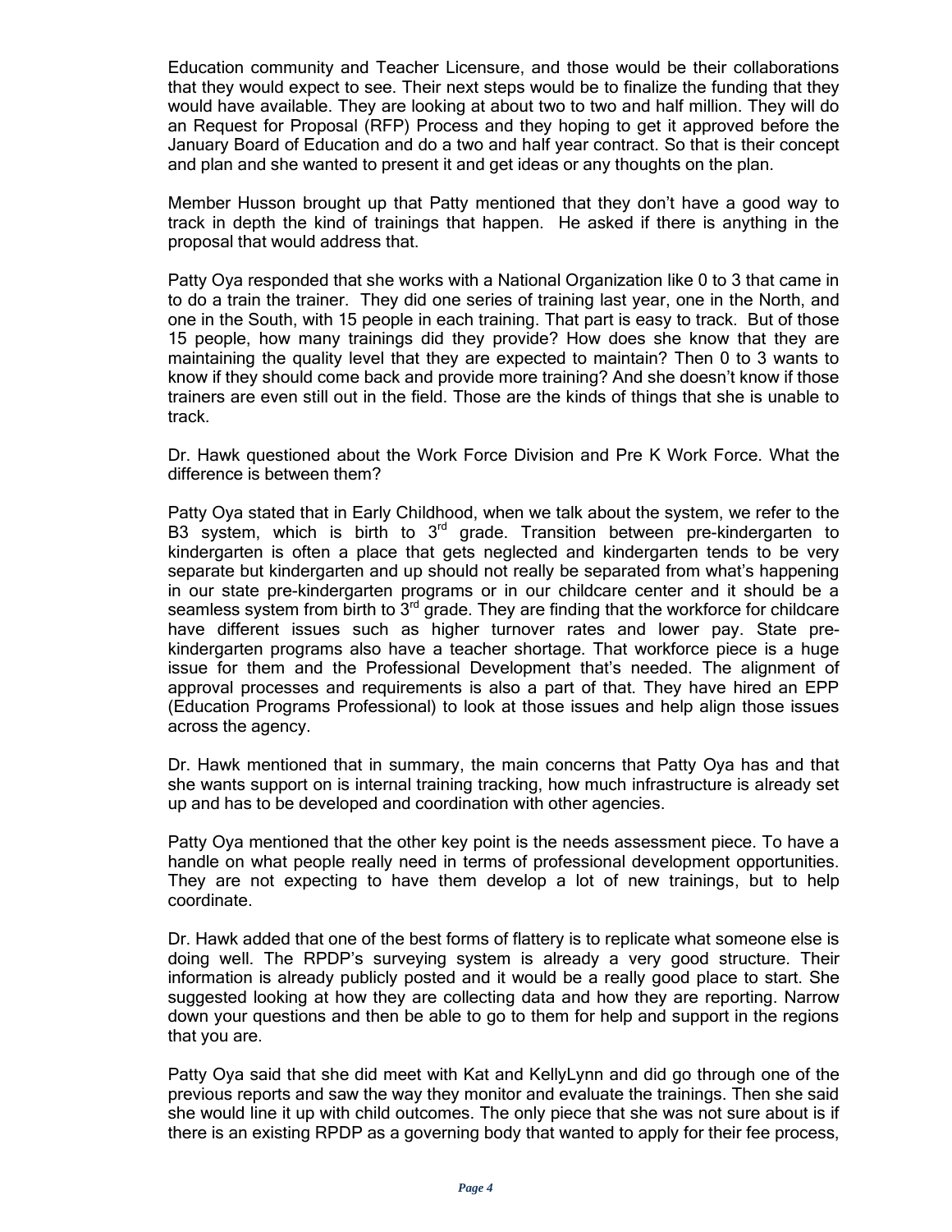Education community and Teacher Licensure, and those would be their collaborations that they would expect to see. Their next steps would be to finalize the funding that they would have available. They are looking at about two to two and half million. They will do an Request for Proposal (RFP) Process and they hoping to get it approved before the January Board of Education and do a two and half year contract. So that is their concept and plan and she wanted to present it and get ideas or any thoughts on the plan.

Member Husson brought up that Patty mentioned that they don't have a good way to track in depth the kind of trainings that happen. He asked if there is anything in the proposal that would address that.

Patty Oya responded that she works with a National Organization like 0 to 3 that came in to do a train the trainer. They did one series of training last year, one in the North, and one in the South, with 15 people in each training. That part is easy to track. But of those 15 people, how many trainings did they provide? How does she know that they are maintaining the quality level that they are expected to maintain? Then 0 to 3 wants to know if they should come back and provide more training? And she doesn't know if those trainers are even still out in the field. Those are the kinds of things that she is unable to track.

Dr. Hawk questioned about the Work Force Division and Pre K Work Force. What the difference is between them?

Patty Oya stated that in Early Childhood, when we talk about the system, we refer to the B3 system, which is birth to 3rd grade. Transition between pre-kindergarten to kindergarten is often a place that gets neglected and kindergarten tends to be very separate but kindergarten and up should not really be separated from what's happening in our state pre-kindergarten programs or in our childcare center and it should be a seamless system from birth to 3rd grade. They are finding that the workforce for childcare have different issues such as higher turnover rates and lower pay. State pre-kindergarten programs also have a teacher shortage. That workforce piece is a huge issue for them and the Professional Development that's needed. The alignment of approval processes and requirements is also a part of that. They have hired an EPP (Education Programs Professional) to look at those issues and help align those issues across the agency.

Dr. Hawk mentioned that in summary, the main concerns that Patty Oya has and that she wants support on is internal training tracking, how much infrastructure is already set up and has to be developed and coordination with other agencies.

Patty Oya mentioned that the other key point is the needs assessment piece. To have a handle on what people really need in terms of professional development opportunities. They are not expecting to have them develop a lot of new trainings, but to help coordinate.

Dr. Hawk added that one of the best forms of flattery is to replicate what someone else is doing well. The RPDP's surveying system is already a very good structure. Their information is already publicly posted and it would be a really good place to start. She suggested looking at how they are collecting data and how they are reporting. Narrow down your questions and then be able to go to them for help and support in the regions that you are.

Patty Oya said that she did meet with Kat and KellyLynn and did go through one of the previous reports and saw the way they monitor and evaluate the trainings. Then she said she would line it up with child outcomes. The only piece that she was not sure about is if there is an existing RPDP as a governing body that wanted to apply for their fee process,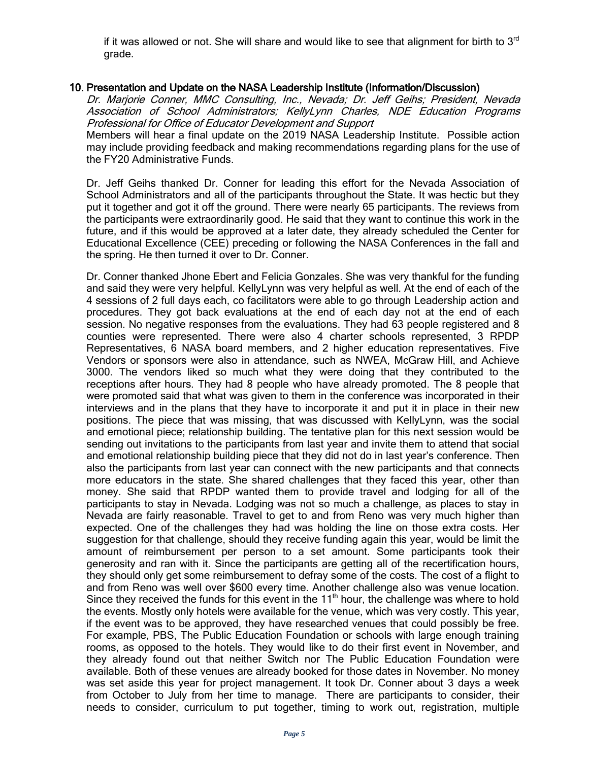if it was allowed or not. She will share and would like to see that alignment for birth to 3rd grade.

## 10. Presentation and Update on the NASA Leadership Institute (Information/Discussion)

*Dr. Marjorie Conner, MMC Consulting, Inc., Nevada; Dr. Jeff Geihs; President, Nevada Association of School Administrators; KellyLynn Charles, NDE Education Programs Professional for Office of Educator Development and Support*

Members will hear a final update on the 2019 NASA Leadership Institute. Possible action may include providing feedback and making recommendations regarding plans for the use of the FY20 Administrative Funds.

Dr. Jeff Geihs thanked Dr. Conner for leading this effort for the Nevada Association of School Administrators and all of the participants throughout the State. It was hectic but they put it together and got it off the ground. There were nearly 65 participants. The reviews from the participants were extraordinarily good. He said that they want to continue this work in the future, and if this would be approved at a later date, they already scheduled the Center for Educational Excellence (CEE) preceding or following the NASA Conferences in the fall and the spring. He then turned it over to Dr. Conner.

Dr. Conner thanked Jhone Ebert and Felicia Gonzales. She was very thankful for the funding and said they were very helpful. KellyLynn was very helpful as well. At the end of each of the 4 sessions of 2 full days each, co facilitators were able to go through Leadership action and procedures. They got back evaluations at the end of each day not at the end of each session. No negative responses from the evaluations. They had 63 people registered and 8 counties were represented. There were also 4 charter schools represented, 3 RPDP Representatives, 6 NASA board members, and 2 higher education representatives. Five Vendors or sponsors were also in attendance, such as NWEA, McGraw Hill, and Achieve 3000. The vendors liked so much what they were doing that they contributed to the receptions after hours. They had 8 people who have already promoted. The 8 people that were promoted said that what was given to them in the conference was incorporated in their interviews and in the plans that they have to incorporate it and put it in place in their new positions. The piece that was missing, that was discussed with KellyLynn, was the social and emotional piece; relationship building. The tentative plan for this next session would be sending out invitations to the participants from last year and invite them to attend that social and emotional relationship building piece that they did not do in last year's conference. Then also the participants from last year can connect with the new participants and that connects more educators in the state. She shared challenges that they faced this year, other than money. She said that RPDP wanted them to provide travel and lodging for all of the participants to stay in Nevada. Lodging was not so much a challenge, as places to stay in Nevada are fairly reasonable. Travel to get to and from Reno was very much higher than expected. One of the challenges they had was holding the line on those extra costs. Her suggestion for that challenge, should they receive funding again this year, would be limit the amount of reimbursement per person to a set amount. Some participants took their generosity and ran with it. Since the participants are getting all of the recertification hours, they should only get some reimbursement to defray some of the costs. The cost of a flight to and from Reno was well over $600 every time. Another challenge also was venue location. Since they received the funds for this event in the 11th hour, the challenge was where to hold the events. Mostly only hotels were available for the venue, which was very costly. This year, if the event was to be approved, they have researched venues that could possibly be free. For example, PBS, The Public Education Foundation or schools with large enough training rooms, as opposed to the hotels. They would like to do their first event in November, and they already found out that neither Switch nor The Public Education Foundation were available. Both of these venues are already booked for those dates in November. No money was set aside this year for project management. It took Dr. Conner about 3 days a week from October to July from her time to manage. There are participants to consider, their needs to consider, curriculum to put together, timing to work out, registration, multiple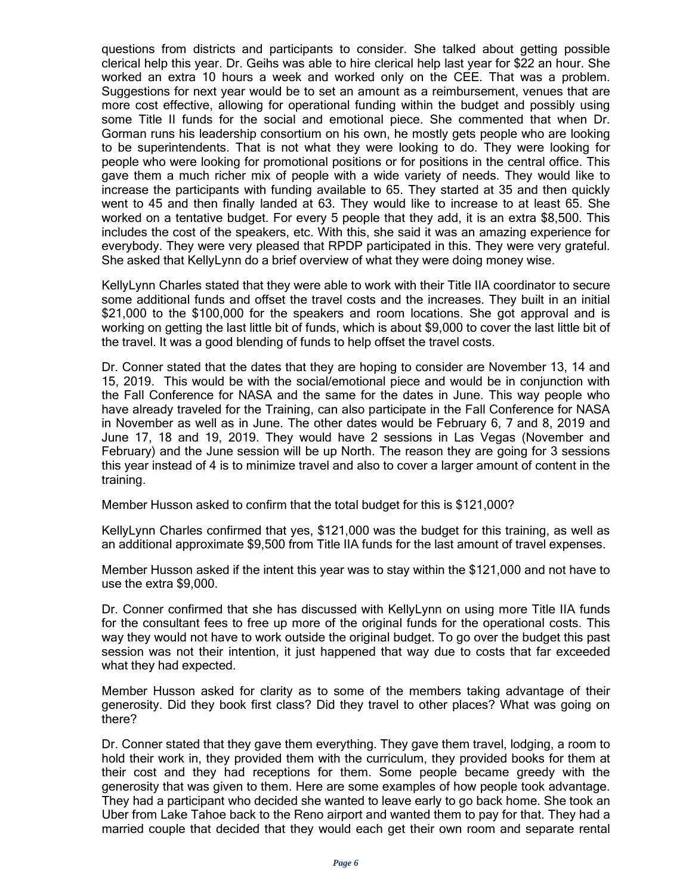questions from districts and participants to consider. She talked about getting possible clerical help this year. Dr. Geihs was able to hire clerical help last year for $22 an hour. She worked an extra 10 hours a week and worked only on the CEE. That was a problem. Suggestions for next year would be to set an amount as a reimbursement, venues that are more cost effective, allowing for operational funding within the budget and possibly using some Title II funds for the social and emotional piece. She commented that when Dr. Gorman runs his leadership consortium on his own, he mostly gets people who are looking to be superintendents. That is not what they were looking to do. They were looking for people who were looking for promotional positions or for positions in the central office. This gave them a much richer mix of people with a wide variety of needs. They would like to increase the participants with funding available to 65. They started at 35 and then quickly went to 45 and then finally landed at 63. They would like to increase to at least 65. She worked on a tentative budget. For every 5 people that they add, it is an extra $8,500. This includes the cost of the speakers, etc. With this, she said it was an amazing experience for everybody. They were very pleased that RPDP participated in this. They were very grateful. She asked that KellyLynn do a brief overview of what they were doing money wise.

KellyLynn Charles stated that they were able to work with their Title IIA coordinator to secure some additional funds and offset the travel costs and the increases. They built in an initial $21,000 to the $100,000 for the speakers and room locations. She got approval and is working on getting the last little bit of funds, which is about $9,000 to cover the last little bit of the travel. It was a good blending of funds to help offset the travel costs.

Dr. Conner stated that the dates that they are hoping to consider are November 13, 14 and 15, 2019. This would be with the social/emotional piece and would be in conjunction with the Fall Conference for NASA and the same for the dates in June. This way people who have already traveled for the Training, can also participate in the Fall Conference for NASA in November as well as in June. The other dates would be February 6, 7 and 8, 2019 and June 17, 18 and 19, 2019. They would have 2 sessions in Las Vegas (November and February) and the June session will be up North. The reason they are going for 3 sessions this year instead of 4 is to minimize travel and also to cover a larger amount of content in the training.

Member Husson asked to confirm that the total budget for this is $121,000?

KellyLynn Charles confirmed that yes, $121,000 was the budget for this training, as well as an additional approximate $9,500 from Title IIA funds for the last amount of travel expenses.

Member Husson asked if the intent this year was to stay within the $121,000 and not have to use the extra $9,000.

Dr. Conner confirmed that she has discussed with KellyLynn on using more Title IIA funds for the consultant fees to free up more of the original funds for the operational costs. This way they would not have to work outside the original budget. To go over the budget this past session was not their intention, it just happened that way due to costs that far exceeded what they had expected.

Member Husson asked for clarity as to some of the members taking advantage of their generosity. Did they book first class? Did they travel to other places? What was going on there?

Dr. Conner stated that they gave them everything. They gave them travel, lodging, a room to hold their work in, they provided them with the curriculum, they provided books for them at their cost and they had receptions for them. Some people became greedy with the generosity that was given to them. Here are some examples of how people took advantage. They had a participant who decided she wanted to leave early to go back home. She took an Uber from Lake Tahoe back to the Reno airport and wanted them to pay for that. They had a married couple that decided that they would each get their own room and separate rental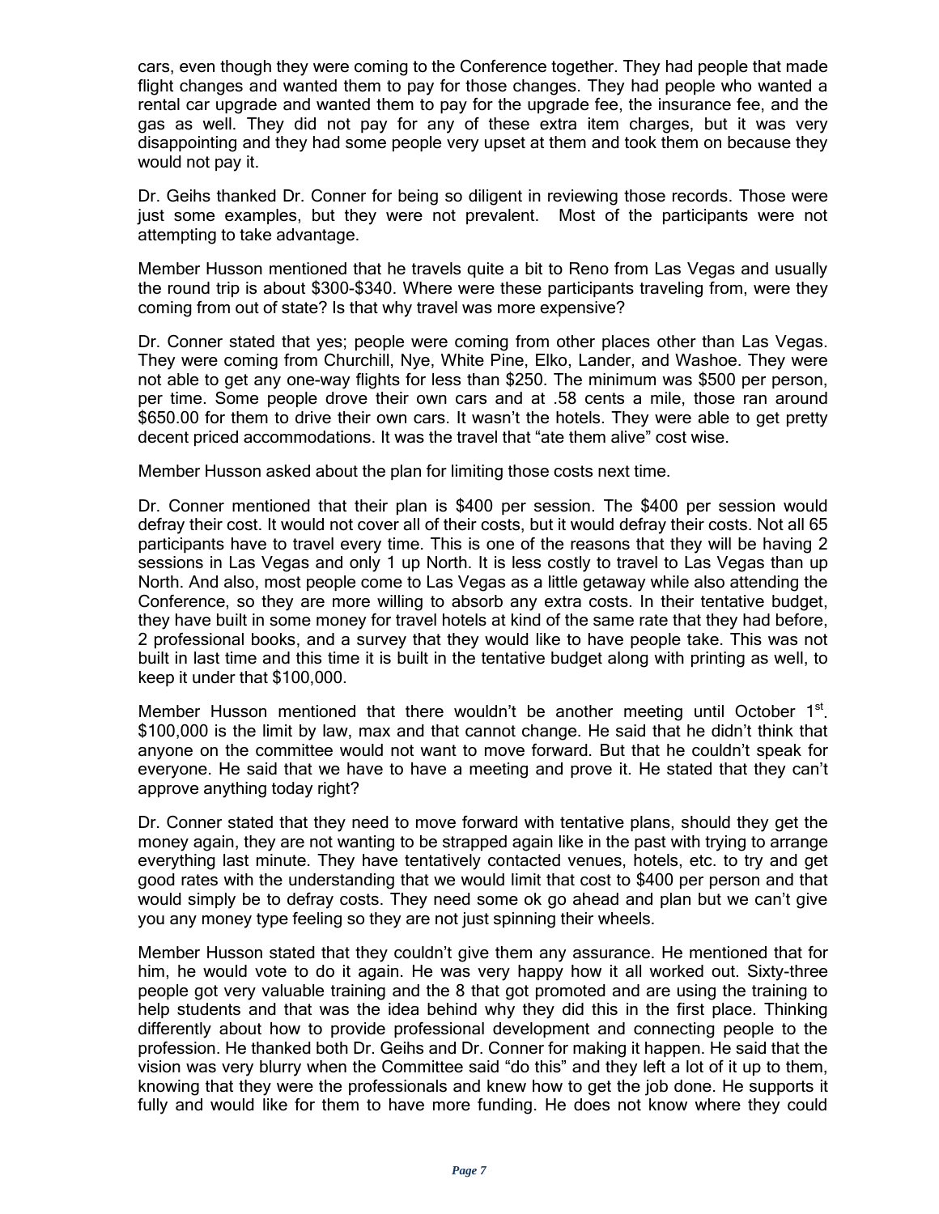cars, even though they were coming to the Conference together. They had people that made flight changes and wanted them to pay for those changes. They had people who wanted a rental car upgrade and wanted them to pay for the upgrade fee, the insurance fee, and the gas as well. They did not pay for any of these extra item charges, but it was very disappointing and they had some people very upset at them and took them on because they would not pay it.

Dr. Geihs thanked Dr. Conner for being so diligent in reviewing those records. Those were just some examples, but they were not prevalent. Most of the participants were not attempting to take advantage.

Member Husson mentioned that he travels quite a bit to Reno from Las Vegas and usually the round trip is about $300-$340. Where were these participants traveling from, were they coming from out of state? Is that why travel was more expensive?

Dr. Conner stated that yes; people were coming from other places other than Las Vegas. They were coming from Churchill, Nye, White Pine, Elko, Lander, and Washoe. They were not able to get any one-way flights for less than $250. The minimum was $500 per person, per time. Some people drove their own cars and at .58 cents a mile, those ran around $650.00 for them to drive their own cars. It wasn't the hotels. They were able to get pretty decent priced accommodations. It was the travel that "ate them alive" cost wise.

Member Husson asked about the plan for limiting those costs next time.

Dr. Conner mentioned that their plan is $400 per session. The $400 per session would defray their cost. It would not cover all of their costs, but it would defray their costs. Not all 65 participants have to travel every time. This is one of the reasons that they will be having 2 sessions in Las Vegas and only 1 up North. It is less costly to travel to Las Vegas than up North. And also, most people come to Las Vegas as a little getaway while also attending the Conference, so they are more willing to absorb any extra costs. In their tentative budget, they have built in some money for travel hotels at kind of the same rate that they had before, 2 professional books, and a survey that they would like to have people take. This was not built in last time and this time it is built in the tentative budget along with printing as well, to keep it under that $100,000.

Member Husson mentioned that there wouldn't be another meeting until October 1st. $100,000 is the limit by law, max and that cannot change. He said that he didn't think that anyone on the committee would not want to move forward. But that he couldn't speak for everyone. He said that we have to have a meeting and prove it. He stated that they can't approve anything today right?

Dr. Conner stated that they need to move forward with tentative plans, should they get the money again, they are not wanting to be strapped again like in the past with trying to arrange everything last minute. They have tentatively contacted venues, hotels, etc. to try and get good rates with the understanding that we would limit that cost to $400 per person and that would simply be to defray costs. They need some ok go ahead and plan but we can't give you any money type feeling so they are not just spinning their wheels.

Member Husson stated that they couldn't give them any assurance. He mentioned that for him, he would vote to do it again. He was very happy how it all worked out. Sixty-three people got very valuable training and the 8 that got promoted and are using the training to help students and that was the idea behind why they did this in the first place. Thinking differently about how to provide professional development and connecting people to the profession. He thanked both Dr. Geihs and Dr. Conner for making it happen. He said that the vision was very blurry when the Committee said "do this" and they left a lot of it up to them, knowing that they were the professionals and knew how to get the job done. He supports it fully and would like for them to have more funding. He does not know where they could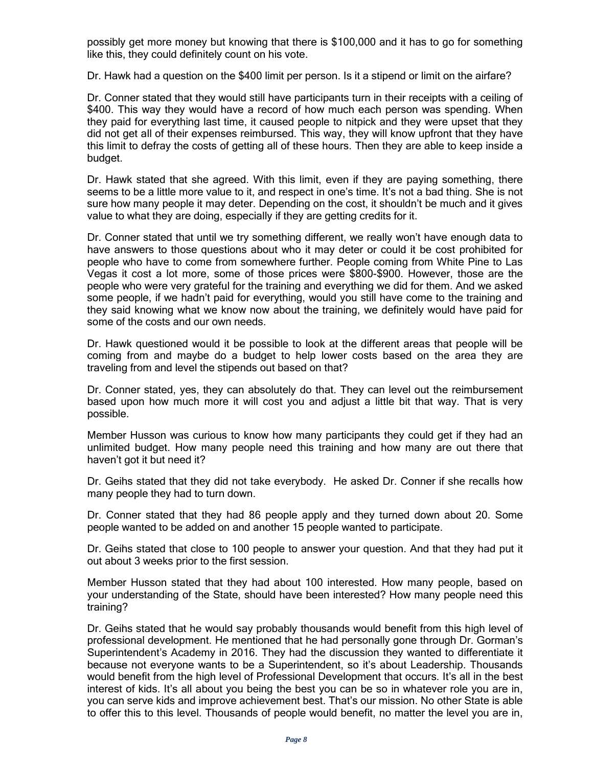possibly get more money but knowing that there is $100,000 and it has to go for something like this, they could definitely count on his vote.

Dr. Hawk had a question on the $400 limit per person. Is it a stipend or limit on the airfare?

Dr. Conner stated that they would still have participants turn in their receipts with a ceiling of $400. This way they would have a record of how much each person was spending. When they paid for everything last time, it caused people to nitpick and they were upset that they did not get all of their expenses reimbursed. This way, they will know upfront that they have this limit to defray the costs of getting all of these hours. Then they are able to keep inside a budget.

Dr. Hawk stated that she agreed. With this limit, even if they are paying something, there seems to be a little more value to it, and respect in one's time. It's not a bad thing. She is not sure how many people it may deter. Depending on the cost, it shouldn't be much and it gives value to what they are doing, especially if they are getting credits for it.

Dr. Conner stated that until we try something different, we really won't have enough data to have answers to those questions about who it may deter or could it be cost prohibited for people who have to come from somewhere further. People coming from White Pine to Las Vegas it cost a lot more, some of those prices were $800-$900. However, those are the people who were very grateful for the training and everything we did for them. And we asked some people, if we hadn't paid for everything, would you still have come to the training and they said knowing what we know now about the training, we definitely would have paid for some of the costs and our own needs.

Dr. Hawk questioned would it be possible to look at the different areas that people will be coming from and maybe do a budget to help lower costs based on the area they are traveling from and level the stipends out based on that?

Dr. Conner stated, yes, they can absolutely do that. They can level out the reimbursement based upon how much more it will cost you and adjust a little bit that way. That is very possible.

Member Husson was curious to know how many participants they could get if they had an unlimited budget. How many people need this training and how many are out there that haven't got it but need it?

Dr. Geihs stated that they did not take everybody. He asked Dr. Conner if she recalls how many people they had to turn down.

Dr. Conner stated that they had 86 people apply and they turned down about 20. Some people wanted to be added on and another 15 people wanted to participate.

Dr. Geihs stated that close to 100 people to answer your question. And that they had put it out about 3 weeks prior to the first session.

Member Husson stated that they had about 100 interested. How many people, based on your understanding of the State, should have been interested? How many people need this training?

Dr. Geihs stated that he would say probably thousands would benefit from this high level of professional development. He mentioned that he had personally gone through Dr. Gorman's Superintendent's Academy in 2016. They had the discussion they wanted to differentiate it because not everyone wants to be a Superintendent, so it's about Leadership. Thousands would benefit from the high level of Professional Development that occurs. It's all in the best interest of kids. It's all about you being the best you can be so in whatever role you are in, you can serve kids and improve achievement best. That's our mission. No other State is able to offer this to this level. Thousands of people would benefit, no matter the level you are in,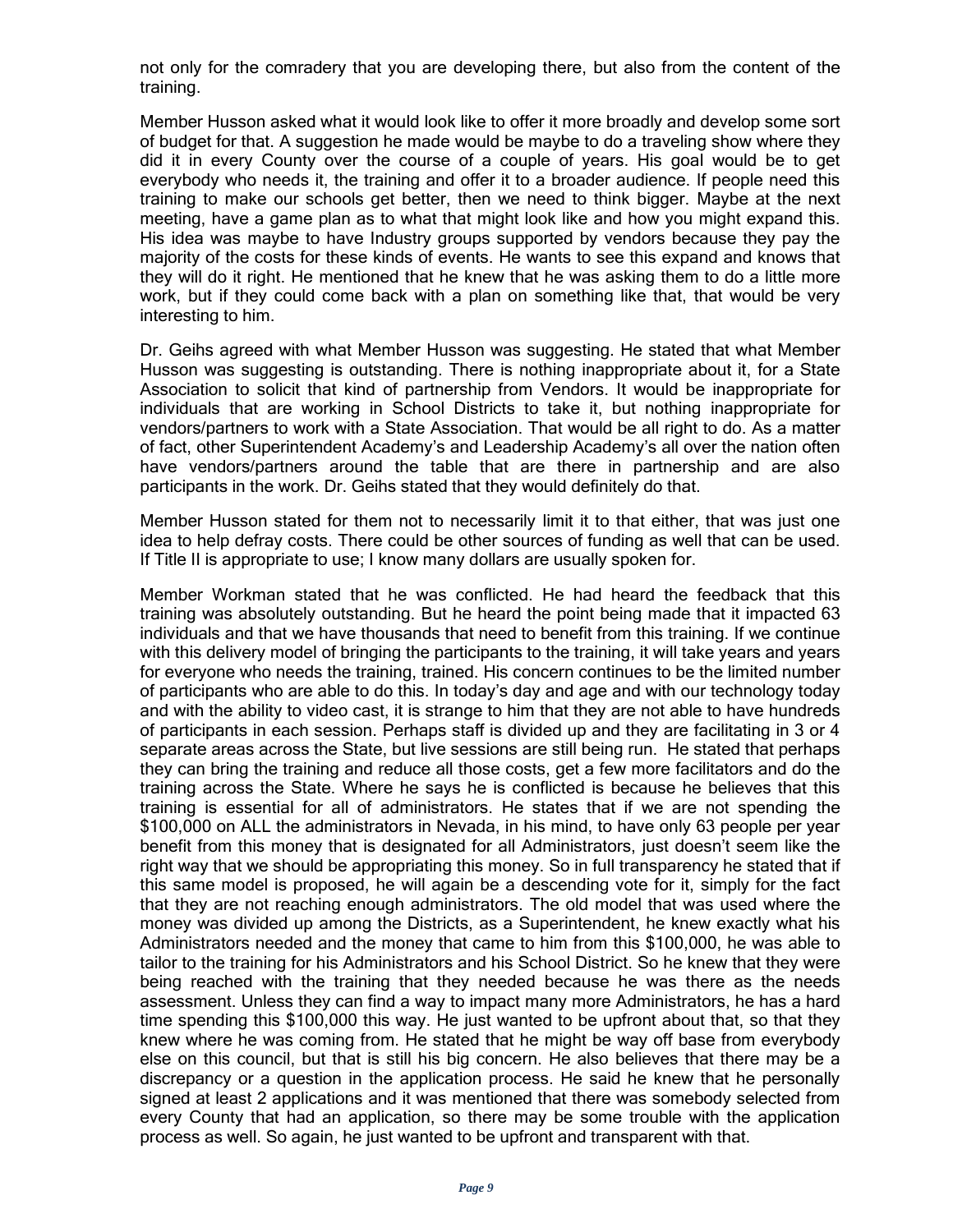not only for the comradery that you are developing there, but also from the content of the training.

Member Husson asked what it would look like to offer it more broadly and develop some sort of budget for that. A suggestion he made would be maybe to do a traveling show where they did it in every County over the course of a couple of years. His goal would be to get everybody who needs it, the training and offer it to a broader audience. If people need this training to make our schools get better, then we need to think bigger. Maybe at the next meeting, have a game plan as to what that might look like and how you might expand this. His idea was maybe to have Industry groups supported by vendors because they pay the majority of the costs for these kinds of events. He wants to see this expand and knows that they will do it right. He mentioned that he knew that he was asking them to do a little more work, but if they could come back with a plan on something like that, that would be very interesting to him.

Dr. Geihs agreed with what Member Husson was suggesting. He stated that what Member Husson was suggesting is outstanding. There is nothing inappropriate about it, for a State Association to solicit that kind of partnership from Vendors. It would be inappropriate for individuals that are working in School Districts to take it, but nothing inappropriate for vendors/partners to work with a State Association. That would be all right to do. As a matter of fact, other Superintendent Academy's and Leadership Academy's all over the nation often have vendors/partners around the table that are there in partnership and are also participants in the work. Dr. Geihs stated that they would definitely do that.

Member Husson stated for them not to necessarily limit it to that either, that was just one idea to help defray costs. There could be other sources of funding as well that can be used. If Title II is appropriate to use; I know many dollars are usually spoken for.

Member Workman stated that he was conflicted. He had heard the feedback that this training was absolutely outstanding. But he heard the point being made that it impacted 63 individuals and that we have thousands that need to benefit from this training. If we continue with this delivery model of bringing the participants to the training, it will take years and years for everyone who needs the training, trained. His concern continues to be the limited number of participants who are able to do this. In today's day and age and with our technology today and with the ability to video cast, it is strange to him that they are not able to have hundreds of participants in each session. Perhaps staff is divided up and they are facilitating in 3 or 4 separate areas across the State, but live sessions are still being run. He stated that perhaps they can bring the training and reduce all those costs, get a few more facilitators and do the training across the State. Where he says he is conflicted is because he believes that this training is essential for all of administrators. He states that if we are not spending the $100,000 on ALL the administrators in Nevada, in his mind, to have only 63 people per year benefit from this money that is designated for all Administrators, just doesn't seem like the right way that we should be appropriating this money. So in full transparency he stated that if this same model is proposed, he will again be a descending vote for it, simply for the fact that they are not reaching enough administrators. The old model that was used where the money was divided up among the Districts, as a Superintendent, he knew exactly what his Administrators needed and the money that came to him from this $100,000, he was able to tailor to the training for his Administrators and his School District. So he knew that they were being reached with the training that they needed because he was there as the needs assessment. Unless they can find a way to impact many more Administrators, he has a hard time spending this $100,000 this way. He just wanted to be upfront about that, so that they knew where he was coming from. He stated that he might be way off base from everybody else on this council, but that is still his big concern. He also believes that there may be a discrepancy or a question in the application process. He said he knew that he personally signed at least 2 applications and it was mentioned that there was somebody selected from every County that had an application, so there may be some trouble with the application process as well. So again, he just wanted to be upfront and transparent with that.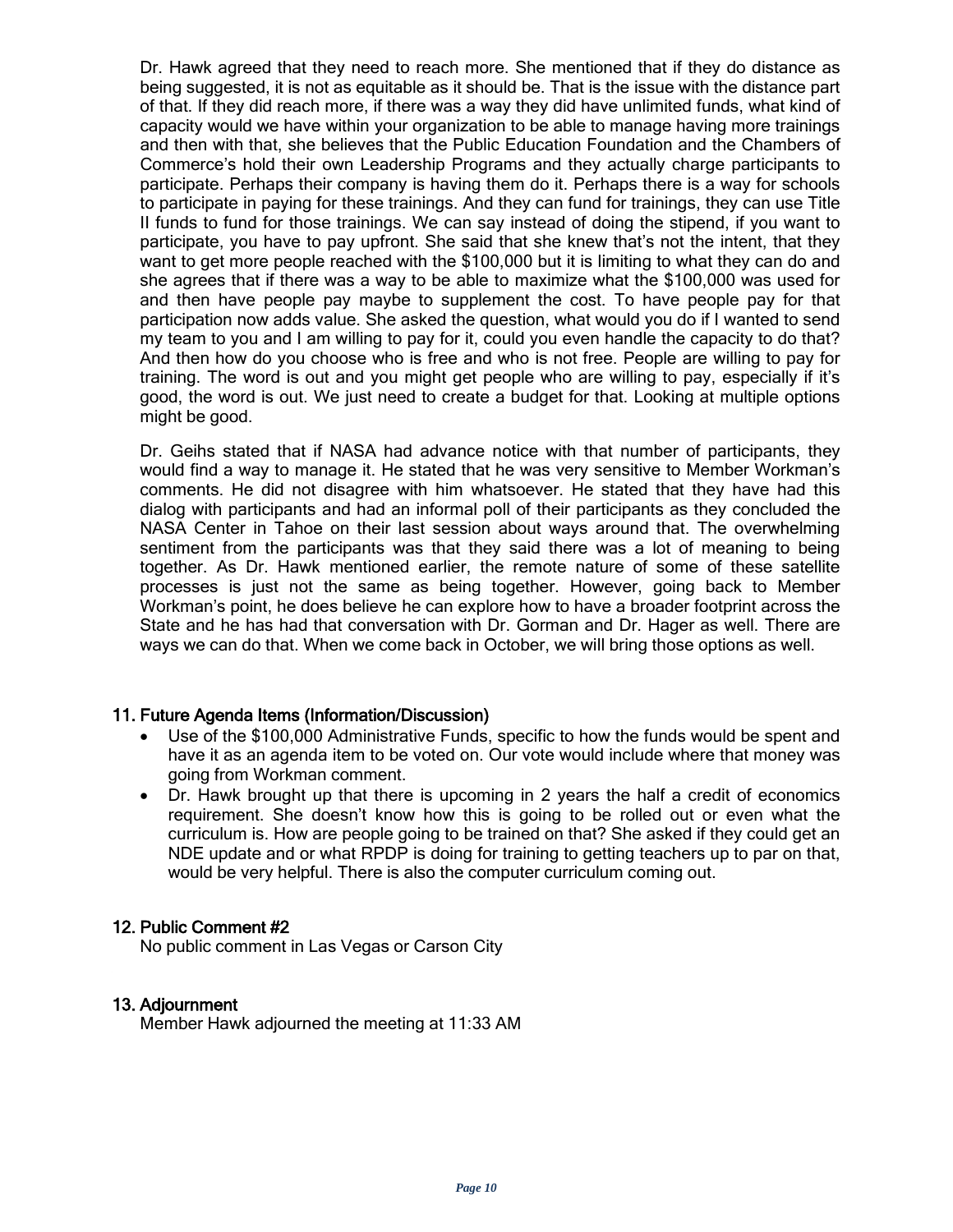Dr. Hawk agreed that they need to reach more. She mentioned that if they do distance as being suggested, it is not as equitable as it should be. That is the issue with the distance part of that. If they did reach more, if there was a way they did have unlimited funds, what kind of capacity would we have within your organization to be able to manage having more trainings and then with that, she believes that the Public Education Foundation and the Chambers of Commerce's hold their own Leadership Programs and they actually charge participants to participate. Perhaps their company is having them do it. Perhaps there is a way for schools to participate in paying for these trainings. And they can fund for trainings, they can use Title II funds to fund for those trainings. We can say instead of doing the stipend, if you want to participate, you have to pay upfront. She said that she knew that's not the intent, that they want to get more people reached with the $100,000 but it is limiting to what they can do and she agrees that if there was a way to be able to maximize what the $100,000 was used for and then have people pay maybe to supplement the cost. To have people pay for that participation now adds value. She asked the question, what would you do if I wanted to send my team to you and I am willing to pay for it, could you even handle the capacity to do that? And then how do you choose who is free and who is not free. People are willing to pay for training. The word is out and you might get people who are willing to pay, especially if it's good, the word is out. We just need to create a budget for that. Looking at multiple options might be good.

Dr. Geihs stated that if NASA had advance notice with that number of participants, they would find a way to manage it. He stated that he was very sensitive to Member Workman's comments. He did not disagree with him whatsoever. He stated that they have had this dialog with participants and had an informal poll of their participants as they concluded the NASA Center in Tahoe on their last session about ways around that. The overwhelming sentiment from the participants was that they said there was a lot of meaning to being together. As Dr. Hawk mentioned earlier, the remote nature of some of these satellite processes is just not the same as being together. However, going back to Member Workman's point, he does believe he can explore how to have a broader footprint across the State and he has had that conversation with Dr. Gorman and Dr. Hager as well. There are ways we can do that. When we come back in October, we will bring those options as well.

## 11. Future Agenda Items (Information/Discussion)

- Use of the $100,000 Administrative Funds, specific to how the funds would be spent and have it as an agenda item to be voted on. Our vote would include where that money was going from Workman comment.
- Dr. Hawk brought up that there is upcoming in 2 years the half a credit of economics requirement. She doesn't know how this is going to be rolled out or even what the curriculum is. How are people going to be trained on that? She asked if they could get an NDE update and or what RPDP is doing for training to getting teachers up to par on that, would be very helpful. There is also the computer curriculum coming out.

## 12. Public Comment #2

No public comment in Las Vegas or Carson City

## 13. Adjournment

Member Hawk adjourned the meeting at 11:33 AM